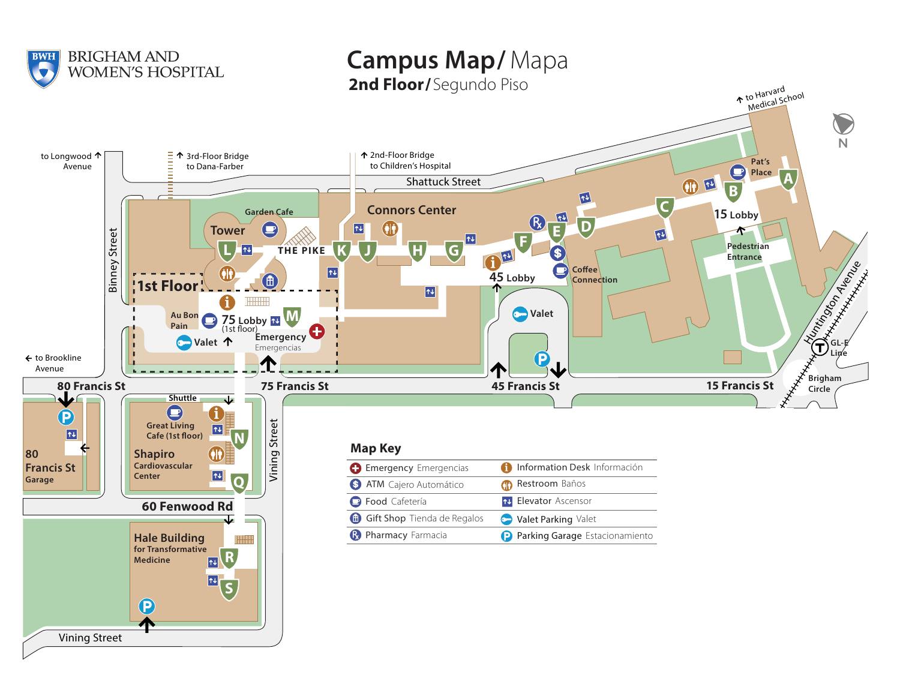BRIGHAM AND WOMEN'S HOSPITAL

# Campus Map / Mapa

## 2nd Floor / Segundo Piso

to Harvard Medical School

to Longwood Avenue

3rd-Floor Bridge to Dana-Farber

2nd-Floor Bridge to Children's Hospital

Shattuck Street

Binney Street

Garden Cafe

Tower

Connors Center

THE PIKE

L K J H G F E D C B A

Pat's Place

15 Lobby

Pedestrian Entrance

Coffee Connection

45 Lobby

Valet

1st Floor

Au Bon Pain

75 Lobby (1st floor)

M

Emergency Emergencias

Valet

to Brookline Avenue

80 Francis St

75 Francis St

45 Francis St

15 Francis St

Huntington Avenue

GL-E Line

Brigham Circle

80 Francis St Garage

Shuttle

Great Living Cafe (1st floor)

Shapiro Cardiovascular Center

N

Q

Vining Street

60 Fenwood Rd

Hale Building for Transformative Medicine

R

S

Vining Street

N

### Map Key

| | |
|---|---|
| Emergency Emergencias | Information Desk Información |
| ATM Cajero Automático | Restroom Baños |
| Food Cafetería | Elevator Ascensor |
| Gift Shop Tienda de Regalos | Valet Parking Valet |
| Pharmacy Farmacia | Parking Garage Estacionamiento |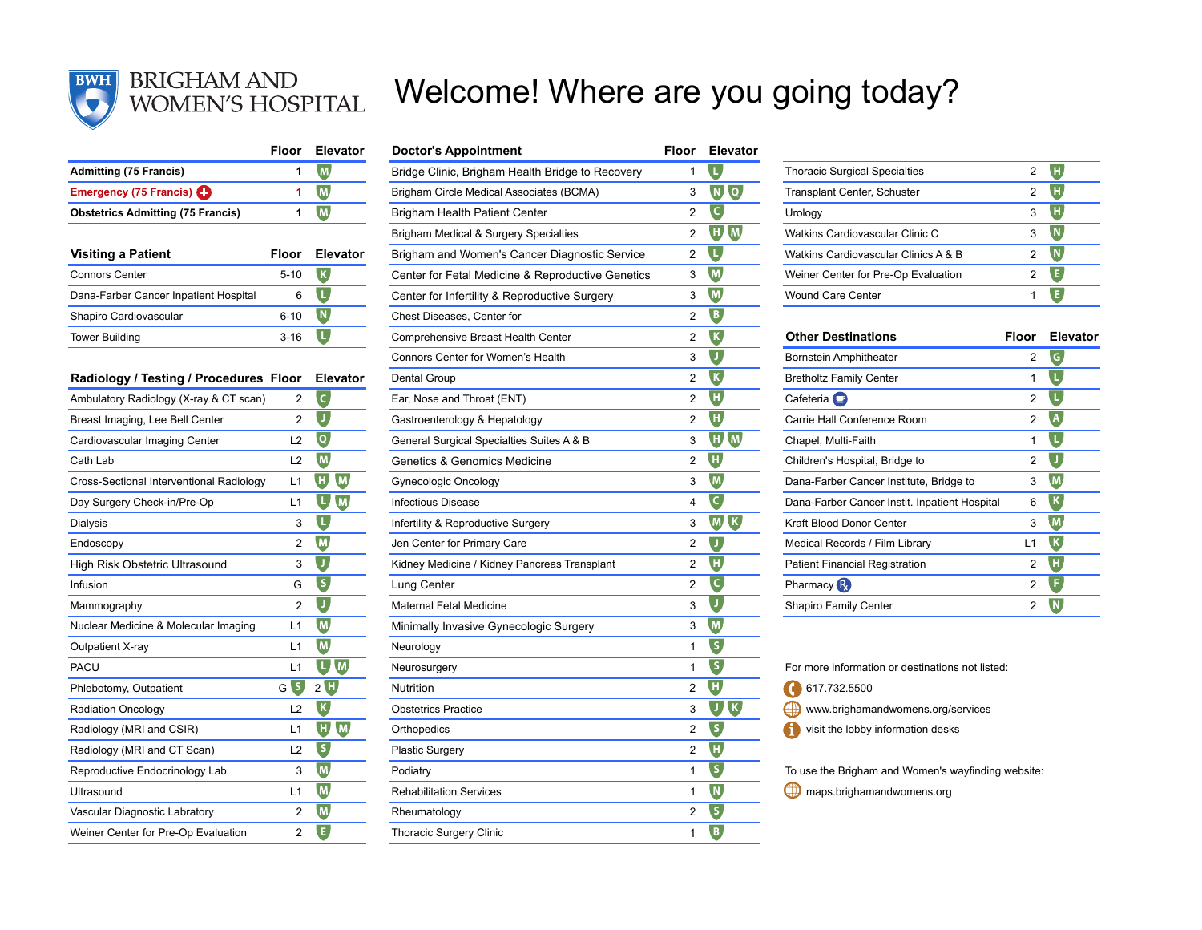# BRIGHAM AND WOMEN'S HOSPITAL

# Welcome! Where are you going today?

| | Floor | Elevator |
|---|---|---|
| **Admitting (75 Francis)** | **1** | M |
| **Emergency (75 Francis)** | **1** | M |
| **Obstetrics Admitting (75 Francis)** | **1** | M |

| Visiting a Patient | Floor | Elevator |
|---|---|---|
| Connors Center | 5-10 | K |
| Dana-Farber Cancer Inpatient Hospital | 6 | L |
| Shapiro Cardiovascular | 6-10 | N |
| Tower Building | 3-16 | L |

| Radiology / Testing / Procedures | Floor | Elevator |
|---|---|---|
| Ambulatory Radiology (X-ray & CT scan) | 2 | C |
| Breast Imaging, Lee Bell Center | 2 | J |
| Cardiovascular Imaging Center | L2 | Q |
| Cath Lab | L2 | M |
| Cross-Sectional Interventional Radiology | L1 | H M |
| Day Surgery Check-in/Pre-Op | L1 | L M |
| Dialysis | 3 | L |
| Endoscopy | 2 | M |
| High Risk Obstetric Ultrasound | 3 | J |
| Infusion | G | S |
| Mammography | 2 | J |
| Nuclear Medicine & Molecular Imaging | L1 | M |
| Outpatient X-ray | L1 | M |
| PACU | L1 | L M |
| Phlebotomy, Outpatient | G S 2 H | |
| Radiation Oncology | L2 | K |
| Radiology (MRI and CSIR) | L1 | H M |
| Radiology (MRI and CT Scan) | L2 | S |
| Reproductive Endocrinology Lab | 3 | M |
| Ultrasound | L1 | M |
| Vascular Diagnostic Labratory | 2 | M |
| Weiner Center for Pre-Op Evaluation | 2 | E |

| Doctor's Appointment | Floor | Elevator |
|---|---|---|
| Bridge Clinic, Brigham Health Bridge to Recovery | 1 | L |
| Brigham Circle Medical Associates (BCMA) | 3 | N Q |
| Brigham Health Patient Center | 2 | C |
| Brigham Medical & Surgery Specialties | 2 | H M |
| Brigham and Women's Cancer Diagnostic Service | 2 | L |
| Center for Fetal Medicine & Reproductive Genetics | 3 | M |
| Center for Infertility & Reproductive Surgery | 3 | M |
| Chest Diseases, Center for | 2 | B |
| Comprehensive Breast Health Center | 2 | K |
| Connors Center for Women's Health | 3 | J |
| Dental Group | 2 | K |
| Ear, Nose and Throat (ENT) | 2 | H |
| Gastroenterology & Hepatology | 2 | H |
| General Surgical Specialties Suites A & B | 3 | H M |
| Genetics & Genomics Medicine | 2 | H |
| Gynecologic Oncology | 3 | M |
| Infectious Disease | 4 | C |
| Infertility & Reproductive Surgery | 3 | M K |
| Jen Center for Primary Care | 2 | J |
| Kidney Medicine / Kidney Pancreas Transplant | 2 | H |
| Lung Center | 2 | C |
| Maternal Fetal Medicine | 3 | J |
| Minimally Invasive Gynecologic Surgery | 3 | M |
| Neurology | 1 | S |
| Neurosurgery | 1 | S |
| Nutrition | 2 | H |
| Obstetrics Practice | 3 | J K |
| Orthopedics | 2 | S |
| Plastic Surgery | 2 | H |
| Podiatry | 1 | S |
| Rehabilitation Services | 1 | N |
| Rheumatology | 2 | S |
| Thoracic Surgery Clinic | 1 | B |
| Thoracic Surgical Specialties | 2 | H |
| Transplant Center, Schuster | 2 | H |
| Urology | 3 | H |
| Watkins Cardiovascular Clinic C | 3 | N |
| Watkins Cardiovascular Clinics A & B | 2 | N |
| Weiner Center for Pre-Op Evaluation | 2 | E |
| Wound Care Center | 1 | E |

| Other Destinations | Floor | Elevator |
|---|---|---|
| Bornstein Amphitheater | 2 | G |
| Bretholtz Family Center | 1 | L |
| Cafeteria | 2 | L |
| Carrie Hall Conference Room | 2 | A |
| Chapel, Multi-Faith | 1 | L |
| Children's Hospital, Bridge to | 2 | J |
| Dana-Farber Cancer Institute, Bridge to | 3 | M |
| Dana-Farber Cancer Instit. Inpatient Hospital | 6 | K |
| Kraft Blood Donor Center | 3 | M |
| Medical Records / Film Library | L1 | K |
| Patient Financial Registration | 2 | H |
| Pharmacy | 2 | F |
| Shapiro Family Center | 2 | N |

For more information or destinations not listed:

- 617.732.5500
- www.brighamandwomens.org/services
- visit the lobby information desks

To use the Brigham and Women's wayfinding website:

- maps.brighamandwomens.org